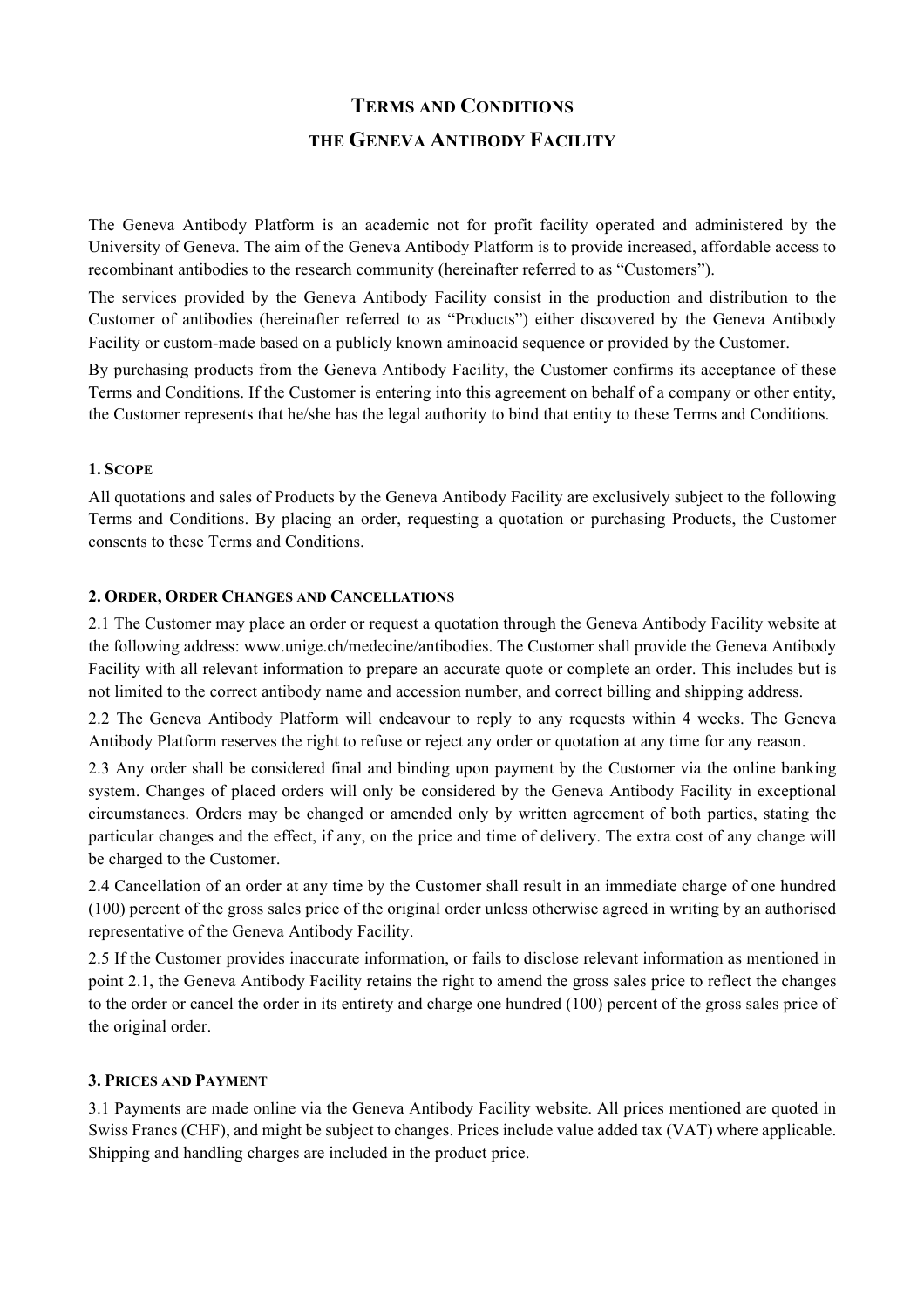# Terms and Conditions

## the Geneva Antibody Facility

The Geneva Antibody Platform is an academic not for profit facility operated and administered by the University of Geneva. The aim of the Geneva Antibody Platform is to provide increased, affordable access to recombinant antibodies to the research community (hereinafter referred to as "Customers").

The services provided by the Geneva Antibody Facility consist in the production and distribution to the Customer of antibodies (hereinafter referred to as "Products") either discovered by the Geneva Antibody Facility or custom-made based on a publicly known aminoacid sequence or provided by the Customer.

By purchasing products from the Geneva Antibody Facility, the Customer confirms its acceptance of these Terms and Conditions. If the Customer is entering into this agreement on behalf of a company or other entity, the Customer represents that he/she has the legal authority to bind that entity to these Terms and Conditions.

### 1. Scope

All quotations and sales of Products by the Geneva Antibody Facility are exclusively subject to the following Terms and Conditions. By placing an order, requesting a quotation or purchasing Products, the Customer consents to these Terms and Conditions.

### 2. Order, Order Changes and Cancellations

2.1 The Customer may place an order or request a quotation through the Geneva Antibody Facility website at the following address: www.unige.ch/medecine/antibodies. The Customer shall provide the Geneva Antibody Facility with all relevant information to prepare an accurate quote or complete an order. This includes but is not limited to the correct antibody name and accession number, and correct billing and shipping address.

2.2 The Geneva Antibody Platform will endeavour to reply to any requests within 4 weeks. The Geneva Antibody Platform reserves the right to refuse or reject any order or quotation at any time for any reason.

2.3 Any order shall be considered final and binding upon payment by the Customer via the online banking system. Changes of placed orders will only be considered by the Geneva Antibody Facility in exceptional circumstances. Orders may be changed or amended only by written agreement of both parties, stating the particular changes and the effect, if any, on the price and time of delivery. The extra cost of any change will be charged to the Customer.

2.4 Cancellation of an order at any time by the Customer shall result in an immediate charge of one hundred (100) percent of the gross sales price of the original order unless otherwise agreed in writing by an authorised representative of the Geneva Antibody Facility.

2.5 If the Customer provides inaccurate information, or fails to disclose relevant information as mentioned in point 2.1, the Geneva Antibody Facility retains the right to amend the gross sales price to reflect the changes to the order or cancel the order in its entirety and charge one hundred (100) percent of the gross sales price of the original order.

### 3. Prices and Payment

3.1 Payments are made online via the Geneva Antibody Facility website. All prices mentioned are quoted in Swiss Francs (CHF), and might be subject to changes. Prices include value added tax (VAT) where applicable. Shipping and handling charges are included in the product price.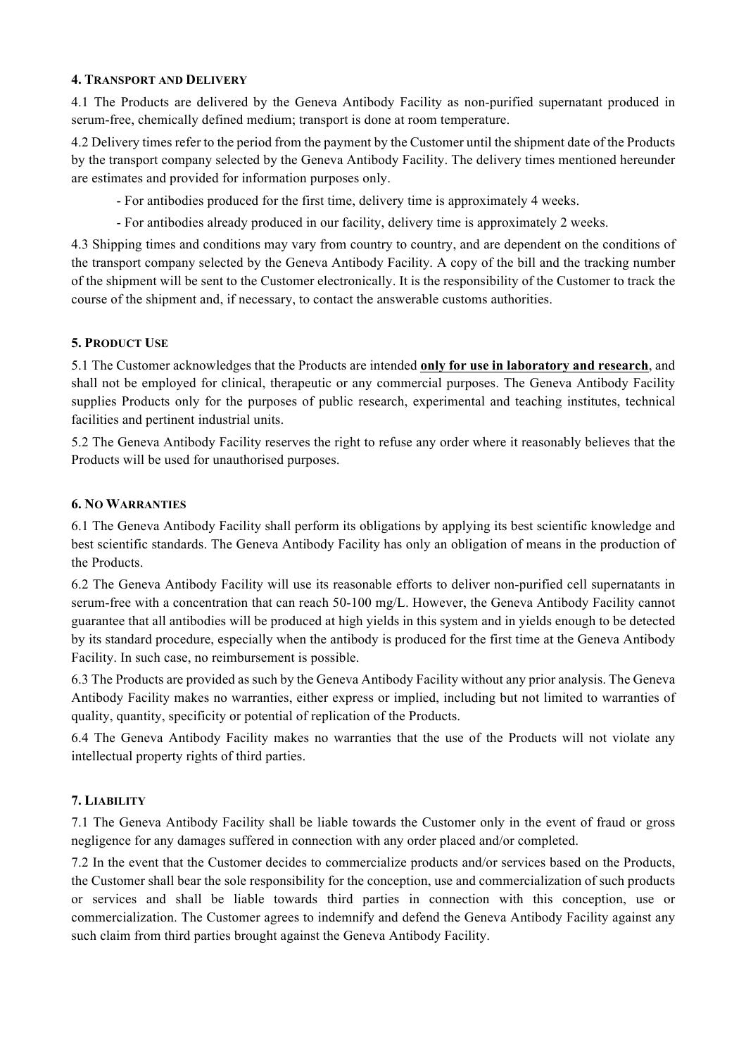## 4. Transport and Delivery

4.1 The Products are delivered by the Geneva Antibody Facility as non-purified supernatant produced in serum-free, chemically defined medium; transport is done at room temperature.

4.2 Delivery times refer to the period from the payment by the Customer until the shipment date of the Products by the transport company selected by the Geneva Antibody Facility. The delivery times mentioned hereunder are estimates and provided for information purposes only.

- For antibodies produced for the first time, delivery time is approximately 4 weeks.
- For antibodies already produced in our facility, delivery time is approximately 2 weeks.

4.3 Shipping times and conditions may vary from country to country, and are dependent on the conditions of the transport company selected by the Geneva Antibody Facility. A copy of the bill and the tracking number of the shipment will be sent to the Customer electronically. It is the responsibility of the Customer to track the course of the shipment and, if necessary, to contact the answerable customs authorities.

## 5. Product Use

5.1 The Customer acknowledges that the Products are intended **only for use in laboratory and research**, and shall not be employed for clinical, therapeutic or any commercial purposes. The Geneva Antibody Facility supplies Products only for the purposes of public research, experimental and teaching institutes, technical facilities and pertinent industrial units.

5.2 The Geneva Antibody Facility reserves the right to refuse any order where it reasonably believes that the Products will be used for unauthorised purposes.

## 6. No Warranties

6.1 The Geneva Antibody Facility shall perform its obligations by applying its best scientific knowledge and best scientific standards. The Geneva Antibody Facility has only an obligation of means in the production of the Products.

6.2 The Geneva Antibody Facility will use its reasonable efforts to deliver non-purified cell supernatants in serum-free with a concentration that can reach 50-100 mg/L. However, the Geneva Antibody Facility cannot guarantee that all antibodies will be produced at high yields in this system and in yields enough to be detected by its standard procedure, especially when the antibody is produced for the first time at the Geneva Antibody Facility. In such case, no reimbursement is possible.

6.3 The Products are provided as such by the Geneva Antibody Facility without any prior analysis. The Geneva Antibody Facility makes no warranties, either express or implied, including but not limited to warranties of quality, quantity, specificity or potential of replication of the Products.

6.4 The Geneva Antibody Facility makes no warranties that the use of the Products will not violate any intellectual property rights of third parties.

## 7. Liability

7.1 The Geneva Antibody Facility shall be liable towards the Customer only in the event of fraud or gross negligence for any damages suffered in connection with any order placed and/or completed.

7.2 In the event that the Customer decides to commercialize products and/or services based on the Products, the Customer shall bear the sole responsibility for the conception, use and commercialization of such products or services and shall be liable towards third parties in connection with this conception, use or commercialization. The Customer agrees to indemnify and defend the Geneva Antibody Facility against any such claim from third parties brought against the Geneva Antibody Facility.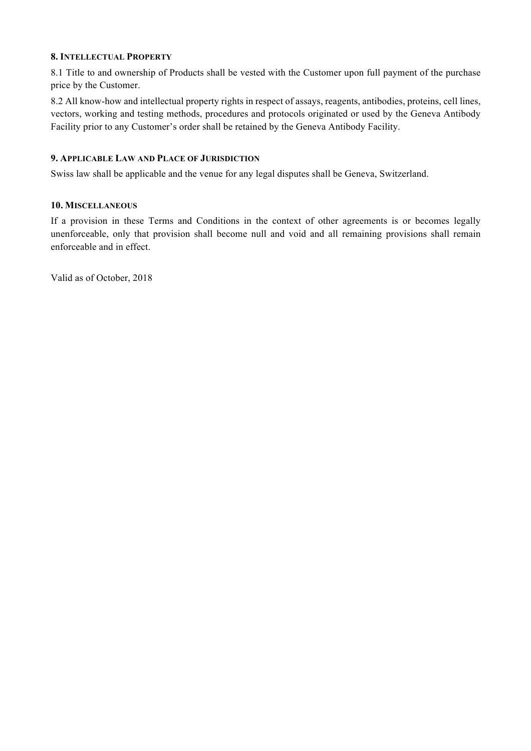### 8. Intellectual Property

8.1 Title to and ownership of Products shall be vested with the Customer upon full payment of the purchase price by the Customer.

8.2 All know-how and intellectual property rights in respect of assays, reagents, antibodies, proteins, cell lines, vectors, working and testing methods, procedures and protocols originated or used by the Geneva Antibody Facility prior to any Customer's order shall be retained by the Geneva Antibody Facility.

### 9. Applicable Law and Place of Jurisdiction

Swiss law shall be applicable and the venue for any legal disputes shall be Geneva, Switzerland.

### 10. Miscellaneous

If a provision in these Terms and Conditions in the context of other agreements is or becomes legally unenforceable, only that provision shall become null and void and all remaining provisions shall remain enforceable and in effect.

Valid as of October, 2018